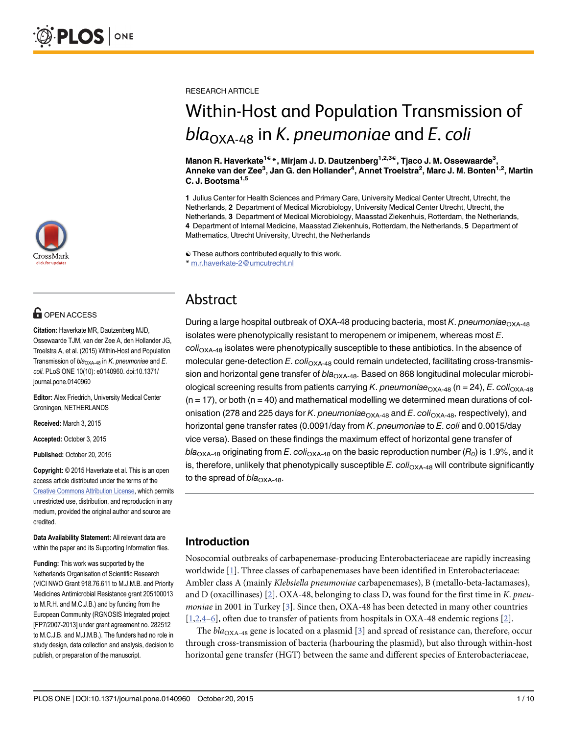RESEARCH ARTICLE

# Within-Host and Population Transmission of $bla_{OXA\text{-}48}$ in *K. pneumoniae* and *E. coli*

**Manon R. Haverkate[1☯*], Mirjam J. D. Dautzenberg[1,2,3☯], Tjaco J. M. Ossewaarde[3], Anneke van der Zee[3], Jan G. den Hollander[4], Annet Troelstra[2], Marc J. M. Bonten[1,2], Martin C. J. Bootsma[1,5]**

**1** Julius Center for Health Sciences and Primary Care, University Medical Center Utrecht, Utrecht, the Netherlands, **2** Department of Medical Microbiology, University Medical Center Utrecht, Utrecht, the Netherlands, **3** Department of Medical Microbiology, Maasstad Ziekenhuis, Rotterdam, the Netherlands, **4** Department of Internal Medicine, Maasstad Ziekenhuis, Rotterdam, the Netherlands, **5** Department of Mathematics, Utrecht University, Utrecht, the Netherlands

☯ These authors contributed equally to this work.
* m.r.haverkate-2@umcutrecht.nl

OPEN ACCESS

**Citation:** Haverkate MR, Dautzenberg MJD, Ossewaarde TJM, van der Zee A, den Hollander JG, Troelstra A, et al. (2015) Within-Host and Population Transmission of $bla_{OXA\text{-}48}$ in *K. pneumoniae* and *E. coli*. PLoS ONE 10(10): e0140960. doi:10.1371/journal.pone.0140960

**Editor:** Alex Friedrich, University Medical Center Groningen, NETHERLANDS

**Received:** March 3, 2015

**Accepted:** October 3, 2015

**Published:** October 20, 2015

**Copyright:** © 2015 Haverkate et al. This is an open access article distributed under the terms of the Creative Commons Attribution License, which permits unrestricted use, distribution, and reproduction in any medium, provided the original author and source are credited.

**Data Availability Statement:** All relevant data are within the paper and its Supporting Information files.

**Funding:** This work was supported by the Netherlands Organisation of Scientific Research (VICI NWO Grant 918.76.611 to M.J.M.B. and Priority Medicines Antimicrobial Resistance grant 205100013 to M.R.H. and M.C.J.B.) and by funding from the European Community (RGNOSIS Integrated project [FP7/2007-2013] under grant agreement no. 282512 to M.C.J.B. and M.J.M.B.). The funders had no role in study design, data collection and analysis, decision to publish, or preparation of the manuscript.

## Abstract

During a large hospital outbreak of OXA-48 producing bacteria, most *K. pneumoniae*$_{OXA\text{-}48}$ isolates were phenotypically resistant to meropenem or imipenem, whereas most *E. coli*$_{OXA\text{-}48}$ isolates were phenotypically susceptible to these antibiotics. In the absence of molecular gene-detection *E. coli*$_{OXA\text{-}48}$ could remain undetected, facilitating cross-transmission and horizontal gene transfer of $bla_{OXA\text{-}48}$. Based on 868 longitudinal molecular microbiological screening results from patients carrying *K. pneumoniae*$_{OXA\text{-}48}$ (n = 24), *E. coli*$_{OXA\text{-}48}$ (n = 17), or both (n = 40) and mathematical modelling we determined mean durations of colonisation (278 and 225 days for *K. pneumoniae*$_{OXA\text{-}48}$ and *E. coli*$_{OXA\text{-}48}$, respectively), and horizontal gene transfer rates (0.0091/day from *K. pneumoniae* to *E. coli* and 0.0015/day vice versa). Based on these findings the maximum effect of horizontal gene transfer of $bla_{OXA\text{-}48}$ originating from *E. coli*$_{OXA\text{-}48}$ on the basic reproduction number ($R_0$) is 1.9%, and it is, therefore, unlikely that phenotypically susceptible *E. coli*$_{OXA\text{-}48}$ will contribute significantly to the spread of $bla_{OXA\text{-}48}$.

## Introduction

Nosocomial outbreaks of carbapenemase-producing Enterobacteriaceae are rapidly increasing worldwide [1]. Three classes of carbapenemases have been identified in Enterobacteriaceae: Ambler class A (mainly *Klebsiella pneumoniae* carbapenemases), B (metallo-beta-lactamases), and D (oxacillinases) [2]. OXA-48, belonging to class D, was found for the first time in *K. pneumoniae* in 2001 in Turkey [3]. Since then, OXA-48 has been detected in many other countries [1,2,4–6], often due to transfer of patients from hospitals in OXA-48 endemic regions [2].

The $bla_{OXA\text{-}48}$ gene is located on a plasmid [3] and spread of resistance can, therefore, occur through cross-transmission of bacteria (harbouring the plasmid), but also through within-host horizontal gene transfer (HGT) between the same and different species of Enterobacteriaceae,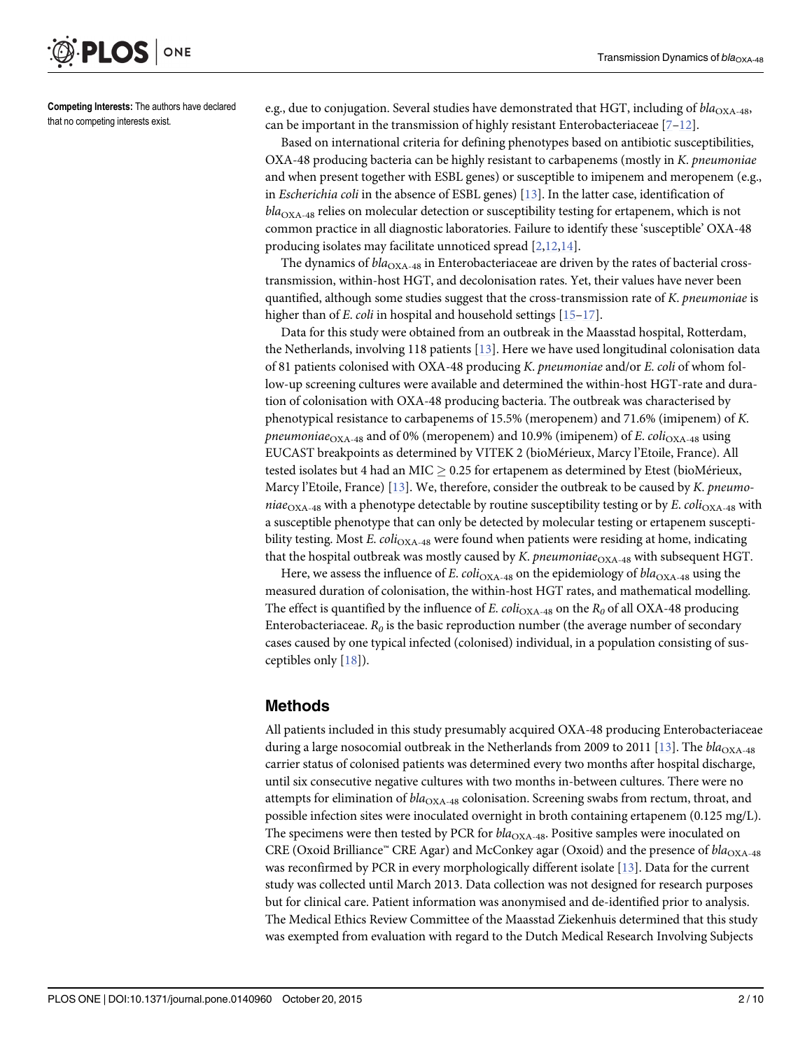**Competing Interests:** The authors have declared that no competing interests exist.

e.g., due to conjugation. Several studies have demonstrated that HGT, including of $bla_{\mathrm{OXA\text{-}48}}$, can be important in the transmission of highly resistant Enterobacteriaceae [7–12].

Based on international criteria for defining phenotypes based on antibiotic susceptibilities, OXA-48 producing bacteria can be highly resistant to carbapenems (mostly in *K. pneumoniae* and when present together with ESBL genes) or susceptible to imipenem and meropenem (e.g., in *Escherichia coli* in the absence of ESBL genes) [13]. In the latter case, identification of $bla_{\mathrm{OXA\text{-}48}}$ relies on molecular detection or susceptibility testing for ertapenem, which is not common practice in all diagnostic laboratories. Failure to identify these 'susceptible' OXA-48 producing isolates may facilitate unnoticed spread [2,12,14].

The dynamics of $bla_{\mathrm{OXA\text{-}48}}$ in Enterobacteriaceae are driven by the rates of bacterial cross-transmission, within-host HGT, and decolonisation rates. Yet, their values have never been quantified, although some studies suggest that the cross-transmission rate of *K. pneumoniae* is higher than of *E. coli* in hospital and household settings [15–17].

Data for this study were obtained from an outbreak in the Maasstad hospital, Rotterdam, the Netherlands, involving 118 patients [13]. Here we have used longitudinal colonisation data of 81 patients colonised with OXA-48 producing *K. pneumoniae* and/or *E. coli* of whom follow-up screening cultures were available and determined the within-host HGT-rate and duration of colonisation with OXA-48 producing bacteria. The outbreak was characterised by phenotypical resistance to carbapenems of 15.5% (meropenem) and 71.6% (imipenem) of *K. pneumoniae*$_{\mathrm{OXA\text{-}48}}$ and of 0% (meropenem) and 10.9% (imipenem) of *E. coli*$_{\mathrm{OXA\text{-}48}}$ using EUCAST breakpoints as determined by VITEK 2 (bioMérieux, Marcy l'Etoile, France). All tested isolates but 4 had an MIC $\geq$ 0.25 for ertapenem as determined by Etest (bioMérieux, Marcy l'Etoile, France) [13]. We, therefore, consider the outbreak to be caused by *K. pneumoniae*$_{\mathrm{OXA\text{-}48}}$ with a phenotype detectable by routine susceptibility testing or by *E. coli*$_{\mathrm{OXA\text{-}48}}$ with a susceptible phenotype that can only be detected by molecular testing or ertapenem susceptibility testing. Most *E. coli*$_{\mathrm{OXA\text{-}48}}$ were found when patients were residing at home, indicating that the hospital outbreak was mostly caused by *K. pneumoniae*$_{\mathrm{OXA\text{-}48}}$ with subsequent HGT.

Here, we assess the influence of *E. coli*$_{\mathrm{OXA\text{-}48}}$ on the epidemiology of $bla_{\mathrm{OXA\text{-}48}}$ using the measured duration of colonisation, the within-host HGT rates, and mathematical modelling. The effect is quantified by the influence of *E. coli*$_{\mathrm{OXA\text{-}48}}$ on the $R_0$ of all OXA-48 producing Enterobacteriaceae. $R_0$ is the basic reproduction number (the average number of secondary cases caused by one typical infected (colonised) individual, in a population consisting of susceptibles only [18]).

## Methods

All patients included in this study presumably acquired OXA-48 producing Enterobacteriaceae during a large nosocomial outbreak in the Netherlands from 2009 to 2011 [13]. The $bla_{\mathrm{OXA\text{-}48}}$ carrier status of colonised patients was determined every two months after hospital discharge, until six consecutive negative cultures with two months in-between cultures. There were no attempts for elimination of $bla_{\mathrm{OXA\text{-}48}}$ colonisation. Screening swabs from rectum, throat, and possible infection sites were inoculated overnight in broth containing ertapenem (0.125 mg/L). The specimens were then tested by PCR for $bla_{\mathrm{OXA\text{-}48}}$. Positive samples were inoculated on CRE (Oxoid Brilliance™ CRE Agar) and McConkey agar (Oxoid) and the presence of $bla_{\mathrm{OXA\text{-}48}}$ was reconfirmed by PCR in every morphologically different isolate [13]. Data for the current study was collected until March 2013. Data collection was not designed for research purposes but for clinical care. Patient information was anonymised and de-identified prior to analysis. The Medical Ethics Review Committee of the Maasstad Ziekenhuis determined that this study was exempted from evaluation with regard to the Dutch Medical Research Involving Subjects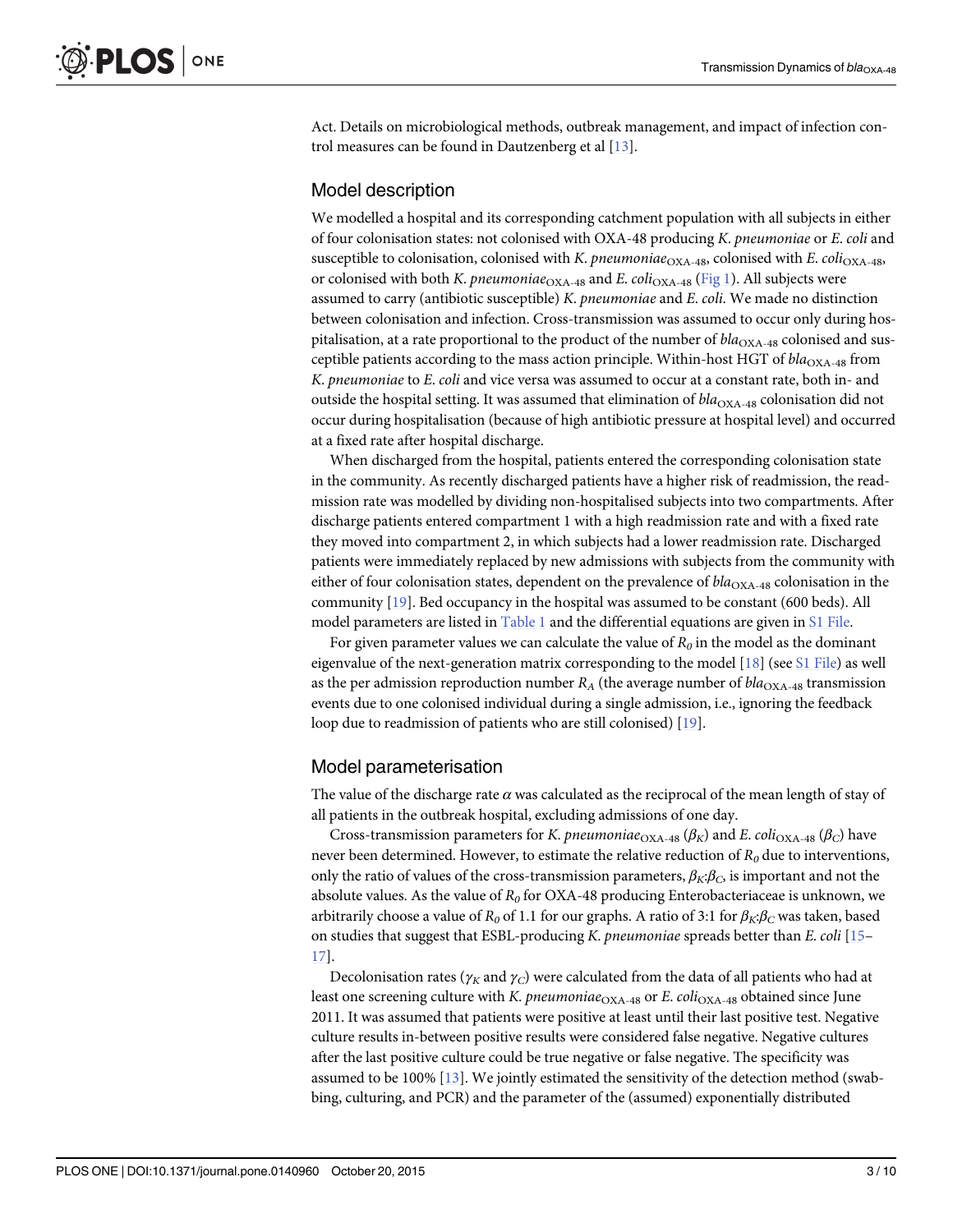Act. Details on microbiological methods, outbreak management, and impact of infection control measures can be found in Dautzenberg et al [13].

## Model description

We modelled a hospital and its corresponding catchment population with all subjects in either of four colonisation states: not colonised with OXA-48 producing *K. pneumoniae* or *E. coli* and susceptible to colonisation, colonised with *K. pneumoniae*$_{OXA\text{-}48}$, colonised with *E. coli*$_{OXA\text{-}48}$, or colonised with both *K. pneumoniae*$_{OXA\text{-}48}$ and *E. coli*$_{OXA\text{-}48}$ (Fig 1). All subjects were assumed to carry (antibiotic susceptible) *K. pneumoniae* and *E. coli*. We made no distinction between colonisation and infection. Cross-transmission was assumed to occur only during hospitalisation, at a rate proportional to the product of the number of *bla*$_{OXA\text{-}48}$ colonised and susceptible patients according to the mass action principle. Within-host HGT of *bla*$_{OXA\text{-}48}$ from *K. pneumoniae* to *E. coli* and vice versa was assumed to occur at a constant rate, both in- and outside the hospital setting. It was assumed that elimination of *bla*$_{OXA\text{-}48}$ colonisation did not occur during hospitalisation (because of high antibiotic pressure at hospital level) and occurred at a fixed rate after hospital discharge.

When discharged from the hospital, patients entered the corresponding colonisation state in the community. As recently discharged patients have a higher risk of readmission, the readmission rate was modelled by dividing non-hospitalised subjects into two compartments. After discharge patients entered compartment 1 with a high readmission rate and with a fixed rate they moved into compartment 2, in which subjects had a lower readmission rate. Discharged patients were immediately replaced by new admissions with subjects from the community with either of four colonisation states, dependent on the prevalence of *bla*$_{OXA\text{-}48}$ colonisation in the community [19]. Bed occupancy in the hospital was assumed to be constant (600 beds). All model parameters are listed in Table 1 and the differential equations are given in S1 File.

For given parameter values we can calculate the value of $R_0$ in the model as the dominant eigenvalue of the next-generation matrix corresponding to the model [18] (see S1 File) as well as the per admission reproduction number $R_A$ (the average number of *bla*$_{OXA\text{-}48}$ transmission events due to one colonised individual during a single admission, i.e., ignoring the feedback loop due to readmission of patients who are still colonised) [19].

## Model parameterisation

The value of the discharge rate $\alpha$ was calculated as the reciprocal of the mean length of stay of all patients in the outbreak hospital, excluding admissions of one day.

Cross-transmission parameters for *K. pneumoniae*$_{OXA\text{-}48}$ ($\beta_K$) and *E. coli*$_{OXA\text{-}48}$ ($\beta_C$) have never been determined. However, to estimate the relative reduction of $R_0$ due to interventions, only the ratio of values of the cross-transmission parameters, $\beta_K$:$\beta_C$, is important and not the absolute values. As the value of $R_0$ for OXA-48 producing Enterobacteriaceae is unknown, we arbitrarily choose a value of $R_0$ of 1.1 for our graphs. A ratio of 3:1 for $\beta_K$:$\beta_C$ was taken, based on studies that suggest that ESBL-producing *K. pneumoniae* spreads better than *E. coli* [15–17].

Decolonisation rates ($\gamma_K$ and $\gamma_C$) were calculated from the data of all patients who had at least one screening culture with *K. pneumoniae*$_{OXA\text{-}48}$ or *E. coli*$_{OXA\text{-}48}$ obtained since June 2011. It was assumed that patients were positive at least until their last positive test. Negative culture results in-between positive results were considered false negative. Negative cultures after the last positive culture could be true negative or false negative. The specificity was assumed to be 100% [13]. We jointly estimated the sensitivity of the detection method (swabbing, culturing, and PCR) and the parameter of the (assumed) exponentially distributed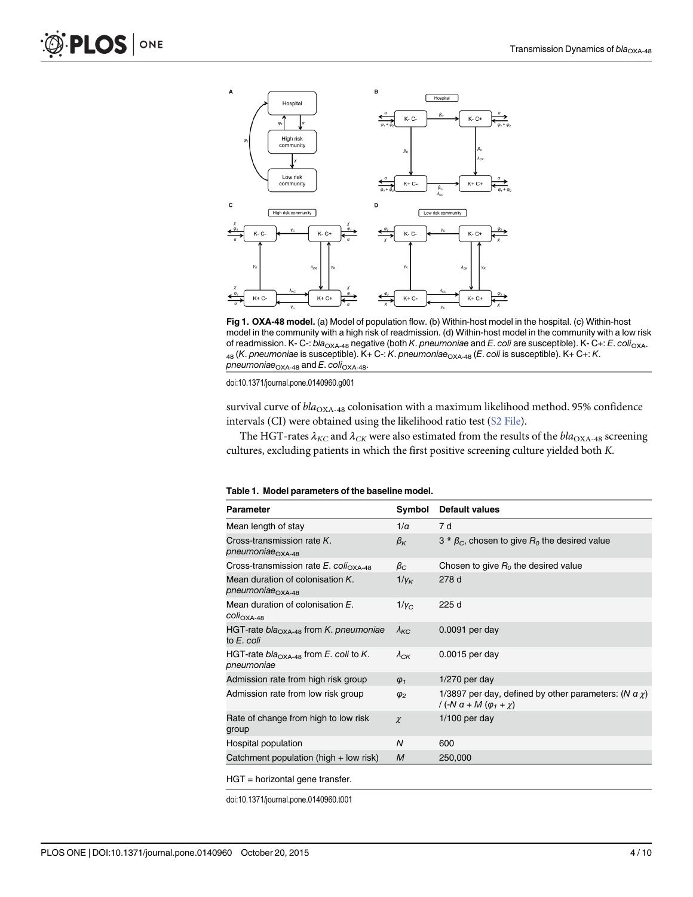**Fig 1. OXA-48 model.** (a) Model of population flow. (b) Within-host model in the hospital. (c) Within-host model in the community with a high risk of readmission. (d) Within-host model in the community with a low risk of readmission. K- C-: $bla_{OXA-48}$ negative (both *K. pneumoniae* and *E. coli* are susceptible). K- C+: *E. coli*$_{OXA-48}$ (*K. pneumoniae* is susceptible). K+ C-: *K. pneumoniae*$_{OXA-48}$ (*E. coli* is susceptible). K+ C+: *K. pneumoniae*$_{OXA-48}$ and *E. coli*$_{OXA-48}$.

doi:10.1371/journal.pone.0140960.g001

survival curve of $bla_{OXA-48}$ colonisation with a maximum likelihood method. 95% confidence intervals (CI) were obtained using the likelihood ratio test (S2 File).

The HGT-rates $\lambda_{KC}$ and $\lambda_{CK}$ were also estimated from the results of the $bla_{OXA-48}$ screening cultures, excluding patients in which the first positive screening culture yielded both *K.*

**Table 1. Model parameters of the baseline model.**

| Parameter | Symbol | Default values |
|---|---|---|
| Mean length of stay | $1/\alpha$ | 7 d |
| Cross-transmission rate *K. pneumoniae*$_{OXA-48}$ | $\beta_K$ | 3 * $\beta_C$, chosen to give $R_0$ the desired value |
| Cross-transmission rate *E. coli*$_{OXA-48}$ | $\beta_C$ | Chosen to give $R_0$ the desired value |
| Mean duration of colonisation *K. pneumoniae*$_{OXA-48}$ | $1/\gamma_K$ | 278 d |
| Mean duration of colonisation *E. coli*$_{OXA-48}$ | $1/\gamma_C$ | 225 d |
| HGT-rate $bla_{OXA-48}$ from *K. pneumoniae* to *E. coli* | $\lambda_{KC}$ | 0.0091 per day |
| HGT-rate $bla_{OXA-48}$ from *E. coli* to *K. pneumoniae* | $\lambda_{CK}$ | 0.0015 per day |
| Admission rate from high risk group | $\varphi_1$ | 1/270 per day |
| Admission rate from low risk group | $\varphi_2$ | 1/3897 per day, defined by other parameters: $(N\,\alpha\,\chi) / (-N\,\alpha + M\,(\varphi_1 + \chi))$ |
| Rate of change from high to low risk group | $\chi$ | 1/100 per day |
| Hospital population | $N$ | 600 |
| Catchment population (high + low risk) | $M$ | 250,000 |

HGT = horizontal gene transfer.

doi:10.1371/journal.pone.0140960.t001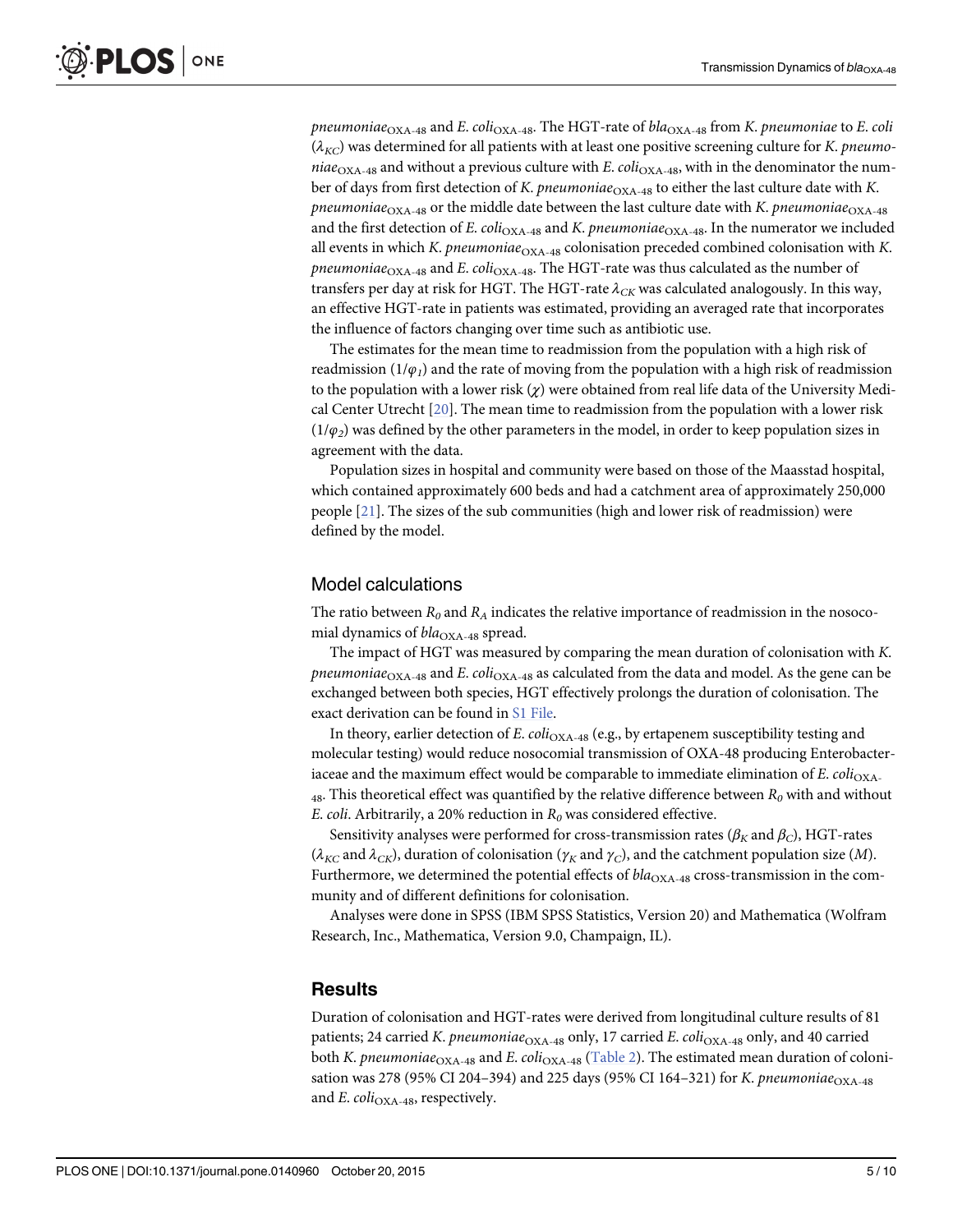*pneumoniae*$_{OXA\text{-}48}$ and *E. coli*$_{OXA\text{-}48}$. The HGT-rate of *bla*$_{OXA\text{-}48}$ from *K. pneumoniae* to *E. coli* ($\lambda_{KC}$) was determined for all patients with at least one positive screening culture for *K. pneumoniae*$_{OXA\text{-}48}$ and without a previous culture with *E. coli*$_{OXA\text{-}48}$, with in the denominator the number of days from first detection of *K. pneumoniae*$_{OXA\text{-}48}$ to either the last culture date with *K. pneumoniae*$_{OXA\text{-}48}$ or the middle date between the last culture date with *K. pneumoniae*$_{OXA\text{-}48}$ and the first detection of *E. coli*$_{OXA\text{-}48}$ and *K. pneumoniae*$_{OXA\text{-}48}$. In the numerator we included all events in which *K. pneumoniae*$_{OXA\text{-}48}$ colonisation preceded combined colonisation with *K. pneumoniae*$_{OXA\text{-}48}$ and *E. coli*$_{OXA\text{-}48}$. The HGT-rate was thus calculated as the number of transfers per day at risk for HGT. The HGT-rate $\lambda_{CK}$ was calculated analogously. In this way, an effective HGT-rate in patients was estimated, providing an averaged rate that incorporates the influence of factors changing over time such as antibiotic use.

The estimates for the mean time to readmission from the population with a high risk of readmission ($1/\varphi_1$) and the rate of moving from the population with a high risk of readmission to the population with a lower risk ($\chi$) were obtained from real life data of the University Medical Center Utrecht [20]. The mean time to readmission from the population with a lower risk ($1/\varphi_2$) was defined by the other parameters in the model, in order to keep population sizes in agreement with the data.

Population sizes in hospital and community were based on those of the Maasstad hospital, which contained approximately 600 beds and had a catchment area of approximately 250,000 people [21]. The sizes of the sub communities (high and lower risk of readmission) were defined by the model.

## Model calculations

The ratio between $R_0$ and $R_A$ indicates the relative importance of readmission in the nosocomial dynamics of *bla*$_{OXA\text{-}48}$ spread.

The impact of HGT was measured by comparing the mean duration of colonisation with *K. pneumoniae*$_{OXA\text{-}48}$ and *E. coli*$_{OXA\text{-}48}$ as calculated from the data and model. As the gene can be exchanged between both species, HGT effectively prolongs the duration of colonisation. The exact derivation can be found in S1 File.

In theory, earlier detection of *E. coli*$_{OXA\text{-}48}$ (e.g., by ertapenem susceptibility testing and molecular testing) would reduce nosocomial transmission of OXA-48 producing Enterobacteriaceae and the maximum effect would be comparable to immediate elimination of *E. coli*$_{OXA\text{-}48}$. This theoretical effect was quantified by the relative difference between $R_0$ with and without *E. coli*. Arbitrarily, a 20% reduction in $R_0$ was considered effective.

Sensitivity analyses were performed for cross-transmission rates ($\beta_K$ and $\beta_C$), HGT-rates ($\lambda_{KC}$ and $\lambda_{CK}$), duration of colonisation ($\gamma_K$ and $\gamma_C$), and the catchment population size ($M$). Furthermore, we determined the potential effects of *bla*$_{OXA\text{-}48}$ cross-transmission in the community and of different definitions for colonisation.

Analyses were done in SPSS (IBM SPSS Statistics, Version 20) and Mathematica (Wolfram Research, Inc., Mathematica, Version 9.0, Champaign, IL).

# Results

Duration of colonisation and HGT-rates were derived from longitudinal culture results of 81 patients; 24 carried *K. pneumoniae*$_{OXA\text{-}48}$ only, 17 carried *E. coli*$_{OXA\text{-}48}$ only, and 40 carried both *K. pneumoniae*$_{OXA\text{-}48}$ and *E. coli*$_{OXA\text{-}48}$ (Table 2). The estimated mean duration of colonisation was 278 (95% CI 204–394) and 225 days (95% CI 164–321) for *K. pneumoniae*$_{OXA\text{-}48}$ and *E. coli*$_{OXA\text{-}48}$, respectively.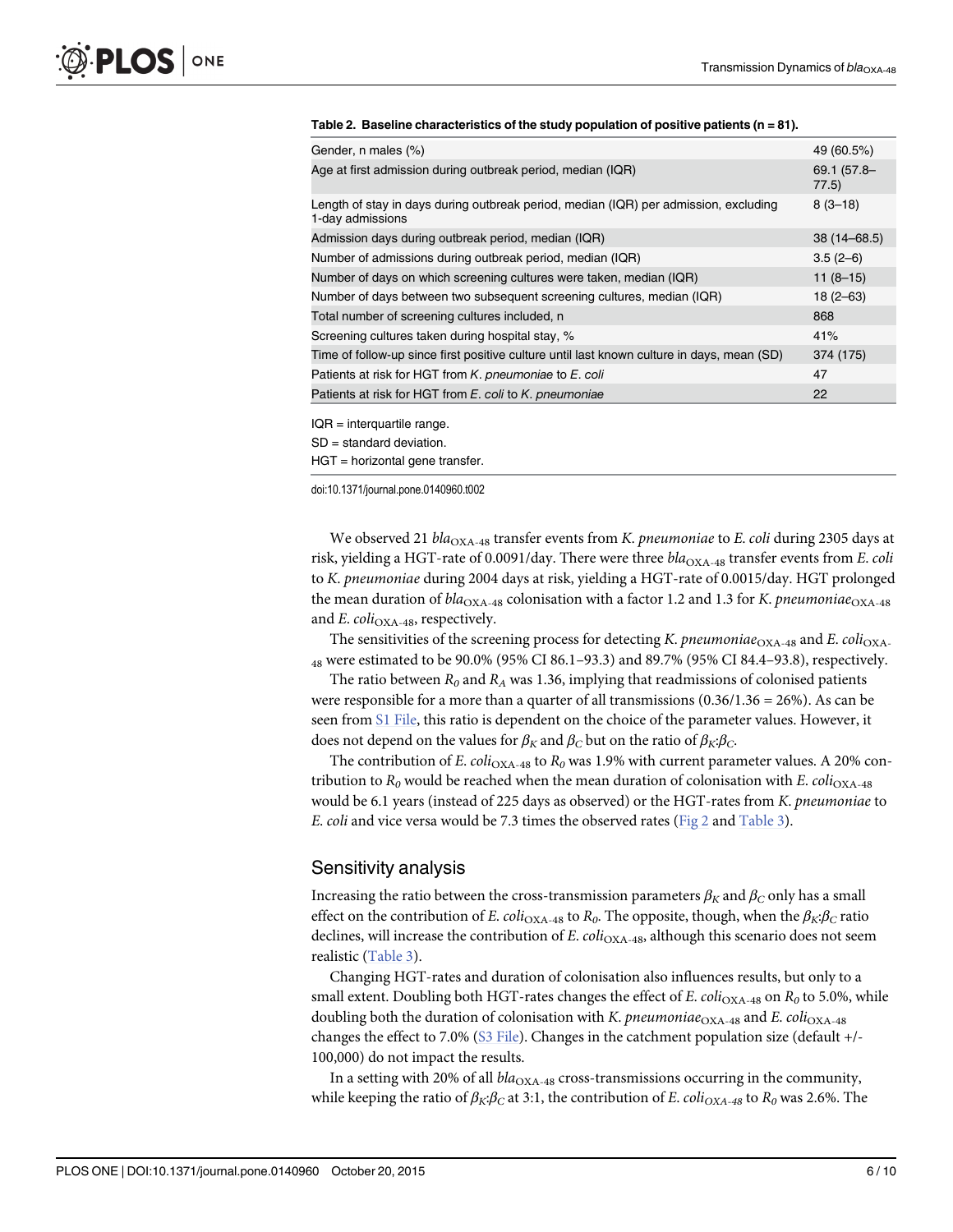**Table 2. Baseline characteristics of the study population of positive patients (n = 81).**

| | |
|---|---|
| Gender, n males (%) | 49 (60.5%) |
| Age at first admission during outbreak period, median (IQR) | 69.1 (57.8–77.5) |
| Length of stay in days during outbreak period, median (IQR) per admission, excluding 1-day admissions | 8 (3–18) |
| Admission days during outbreak period, median (IQR) | 38 (14–68.5) |
| Number of admissions during outbreak period, median (IQR) | 3.5 (2–6) |
| Number of days on which screening cultures were taken, median (IQR) | 11 (8–15) |
| Number of days between two subsequent screening cultures, median (IQR) | 18 (2–63) |
| Total number of screening cultures included, n | 868 |
| Screening cultures taken during hospital stay, % | 41% |
| Time of follow-up since first positive culture until last known culture in days, mean (SD) | 374 (175) |
| Patients at risk for HGT from *K. pneumoniae* to *E. coli* | 47 |
| Patients at risk for HGT from *E. coli* to *K. pneumoniae* | 22 |

IQR = interquartile range.

SD = standard deviation.

HGT = horizontal gene transfer.

doi:10.1371/journal.pone.0140960.t002

We observed 21 $bla_{OXA-48}$ transfer events from *K. pneumoniae* to *E. coli* during 2305 days at risk, yielding a HGT-rate of 0.0091/day. There were three $bla_{OXA-48}$ transfer events from *E. coli* to *K. pneumoniae* during 2004 days at risk, yielding a HGT-rate of 0.0015/day. HGT prolonged the mean duration of $bla_{OXA-48}$ colonisation with a factor 1.2 and 1.3 for *K. pneumoniae*$_{OXA-48}$ and *E. coli*$_{OXA-48}$, respectively.

The sensitivities of the screening process for detecting *K. pneumoniae*$_{OXA-48}$ and *E. coli*$_{OXA-48}$ were estimated to be 90.0% (95% CI 86.1–93.3) and 89.7% (95% CI 84.4–93.8), respectively.

The ratio between $R_0$ and $R_A$ was 1.36, implying that readmissions of colonised patients were responsible for a more than a quarter of all transmissions (0.36/1.36 = 26%). As can be seen from S1 File, this ratio is dependent on the choice of the parameter values. However, it does not depend on the values for $\beta_K$ and $\beta_C$ but on the ratio of $\beta_K$:$\beta_C$.

The contribution of *E. coli*$_{OXA-48}$ to $R_0$ was 1.9% with current parameter values. A 20% contribution to $R_0$ would be reached when the mean duration of colonisation with *E. coli*$_{OXA-48}$ would be 6.1 years (instead of 225 days as observed) or the HGT-rates from *K. pneumoniae* to *E. coli* and vice versa would be 7.3 times the observed rates (Fig 2 and Table 3).

## Sensitivity analysis

Increasing the ratio between the cross-transmission parameters $\beta_K$ and $\beta_C$ only has a small effect on the contribution of *E. coli*$_{OXA-48}$ to $R_0$. The opposite, though, when the $\beta_K$:$\beta_C$ ratio declines, will increase the contribution of *E. coli*$_{OXA-48}$, although this scenario does not seem realistic (Table 3).

Changing HGT-rates and duration of colonisation also influences results, but only to a small extent. Doubling both HGT-rates changes the effect of *E. coli*$_{OXA-48}$ on $R_0$ to 5.0%, while doubling both the duration of colonisation with *K. pneumoniae*$_{OXA-48}$ and *E. coli*$_{OXA-48}$ changes the effect to 7.0% (S3 File). Changes in the catchment population size (default +/- 100,000) do not impact the results.

In a setting with 20% of all $bla_{OXA-48}$ cross-transmissions occurring in the community, while keeping the ratio of $\beta_K$:$\beta_C$ at 3:1, the contribution of *E. coli*$_{OXA-48}$ to $R_0$ was 2.6%. The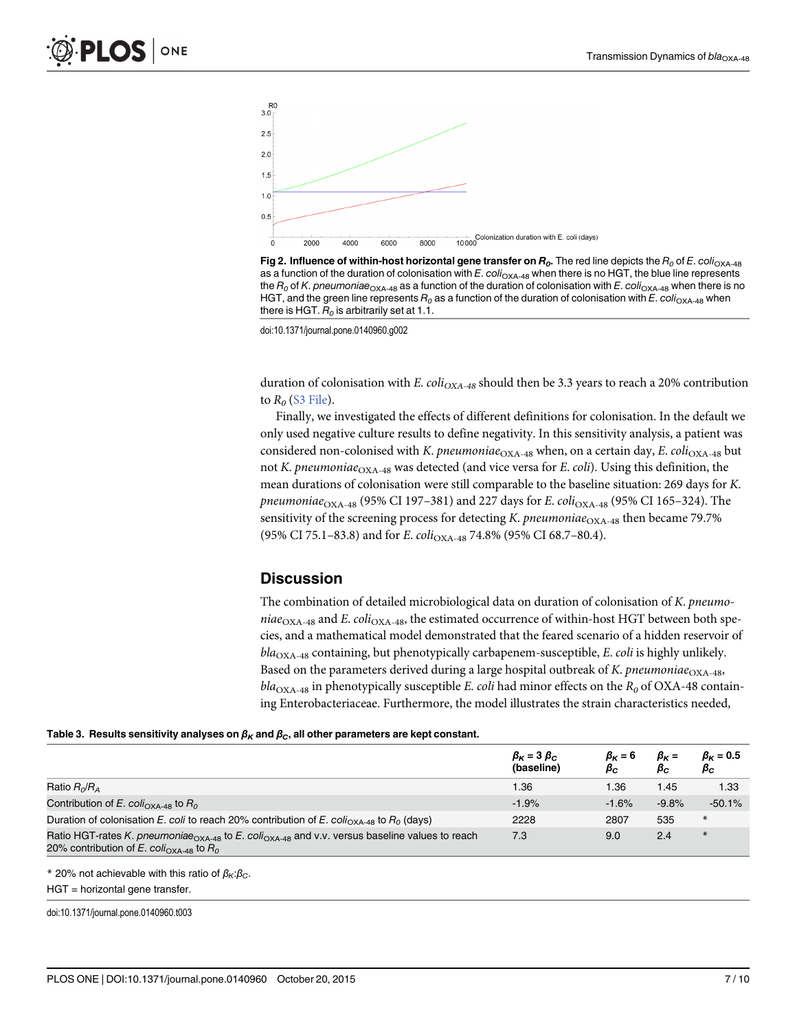**Fig 2. Influence of within-host horizontal gene transfer on $R_0$.** The red line depicts the $R_0$ of *E. coli*$_{OXA-48}$ as a function of the duration of colonisation with *E. coli*$_{OXA-48}$ when there is no HGT, the blue line represents the $R_0$ of *K. pneumoniae*$_{OXA-48}$ as a function of the duration of colonisation with *E. coli*$_{OXA-48}$ when there is no HGT, and the green line represents $R_0$ as a function of the duration of colonisation with *E. coli*$_{OXA-48}$ when there is HGT. $R_0$ is arbitrarily set at 1.1.

doi:10.1371/journal.pone.0140960.g002

duration of colonisation with *E. coli*$_{OXA-48}$ should then be 3.3 years to reach a 20% contribution to $R_0$ (S3 File).

Finally, we investigated the effects of different definitions for colonisation. In the default we only used negative culture results to define negativity. In this sensitivity analysis, a patient was considered non-colonised with *K. pneumoniae*$_{OXA-48}$ when, on a certain day, *E. coli*$_{OXA-48}$ but not *K. pneumoniae*$_{OXA-48}$ was detected (and vice versa for *E. coli*). Using this definition, the mean durations of colonisation were still comparable to the baseline situation: 269 days for *K. pneumoniae*$_{OXA-48}$ (95% CI 197–381) and 227 days for *E. coli*$_{OXA-48}$ (95% CI 165–324). The sensitivity of the screening process for detecting *K. pneumoniae*$_{OXA-48}$ then became 79.7% (95% CI 75.1–83.8) and for *E. coli*$_{OXA-48}$ 74.8% (95% CI 68.7–80.4).

## Discussion

The combination of detailed microbiological data on duration of colonisation of *K. pneumoniae*$_{OXA-48}$ and *E. coli*$_{OXA-48}$, the estimated occurrence of within-host HGT between both species, and a mathematical model demonstrated that the feared scenario of a hidden reservoir of *bla*$_{OXA-48}$ containing, but phenotypically carbapenem-susceptible, *E. coli* is highly unlikely. Based on the parameters derived during a large hospital outbreak of *K. pneumoniae*$_{OXA-48}$, *bla*$_{OXA-48}$ in phenotypically susceptible *E. coli* had minor effects on the $R_0$ of OXA-48 containing Enterobacteriaceae. Furthermore, the model illustrates the strain characteristics needed,

**Table 3. Results sensitivity analyses on $\beta_K$ and $\beta_C$, all other parameters are kept constant.**

| | $\beta_K = 3\ \beta_C$ (baseline) | $\beta_K = 6\ \beta_C$ | $\beta_K = \beta_C$ | $\beta_K = 0.5\ \beta_C$ |
|---|---|---|---|---|
| Ratio $R_0/R_A$ | 1.36 | 1.36 | 1.45 | 1.33 |
| Contribution of *E. coli*$_{OXA-48}$ to $R_0$ | -1.9% | -1.6% | -9.8% | -50.1% |
| Duration of colonisation *E. coli* to reach 20% contribution of *E. coli*$_{OXA-48}$ to $R_0$ (days) | 2228 | 2807 | 535 | * |
| Ratio HGT-rates *K. pneumoniae*$_{OXA-48}$ to *E. coli*$_{OXA-48}$ and v.v. versus baseline values to reach 20% contribution of *E. coli*$_{OXA-48}$ to $R_0$ | 7.3 | 9.0 | 2.4 | * |

* 20% not achievable with this ratio of $\beta_K$:$\beta_C$.

HGT = horizontal gene transfer.

doi:10.1371/journal.pone.0140960.t003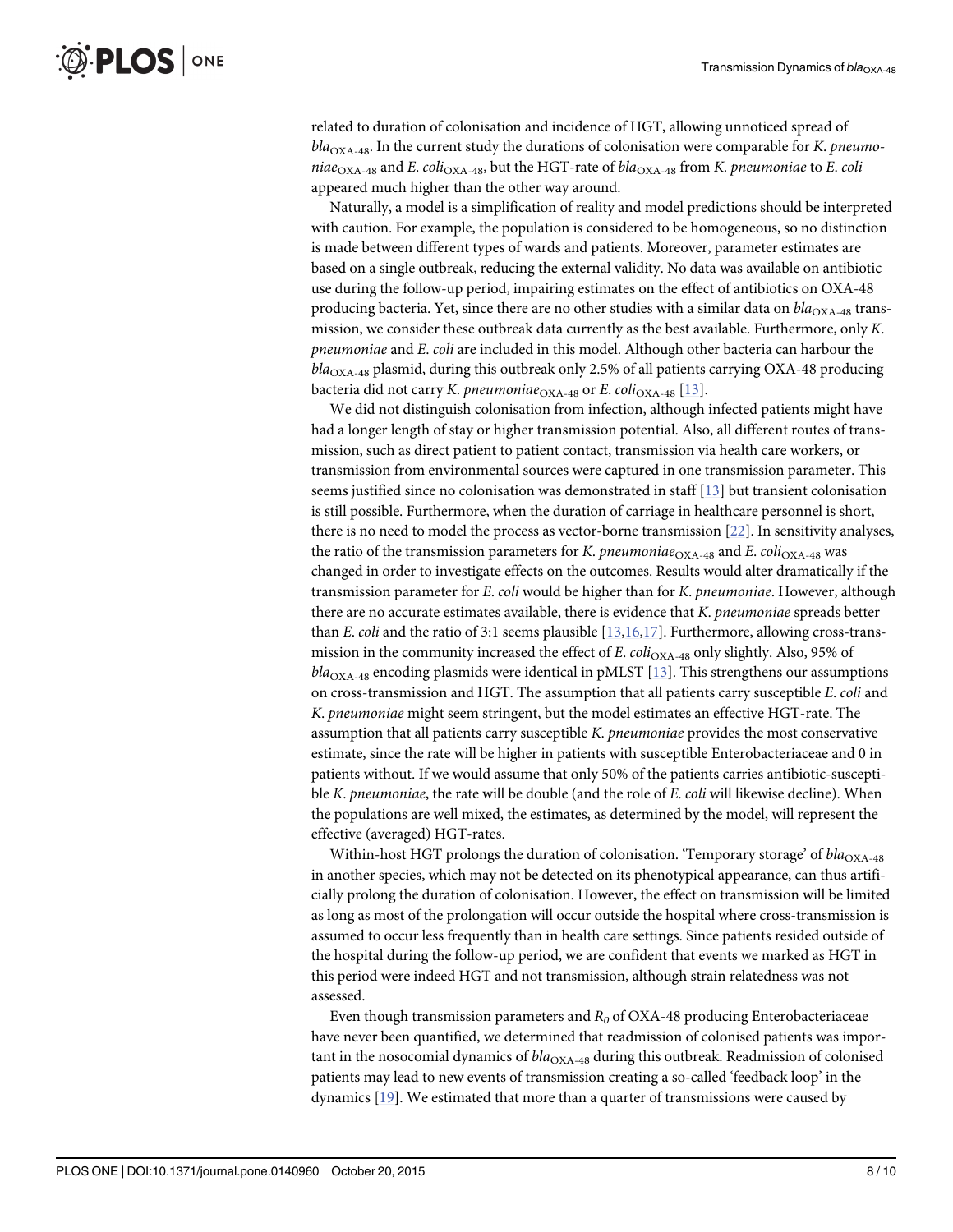related to duration of colonisation and incidence of HGT, allowing unnoticed spread of *bla*$_{OXA-48}$. In the current study the durations of colonisation were comparable for *K. pneumoniae*$_{OXA-48}$ and *E. coli*$_{OXA-48}$, but the HGT-rate of *bla*$_{OXA-48}$ from *K. pneumoniae* to *E. coli* appeared much higher than the other way around.

Naturally, a model is a simplification of reality and model predictions should be interpreted with caution. For example, the population is considered to be homogeneous, so no distinction is made between different types of wards and patients. Moreover, parameter estimates are based on a single outbreak, reducing the external validity. No data was available on antibiotic use during the follow-up period, impairing estimates on the effect of antibiotics on OXA-48 producing bacteria. Yet, since there are no other studies with a similar data on *bla*$_{OXA-48}$ transmission, we consider these outbreak data currently as the best available. Furthermore, only *K. pneumoniae* and *E. coli* are included in this model. Although other bacteria can harbour the *bla*$_{OXA-48}$ plasmid, during this outbreak only 2.5% of all patients carrying OXA-48 producing bacteria did not carry *K. pneumoniae*$_{OXA-48}$ or *E. coli*$_{OXA-48}$ [13].

We did not distinguish colonisation from infection, although infected patients might have had a longer length of stay or higher transmission potential. Also, all different routes of transmission, such as direct patient to patient contact, transmission via health care workers, or transmission from environmental sources were captured in one transmission parameter. This seems justified since no colonisation was demonstrated in staff [13] but transient colonisation is still possible. Furthermore, when the duration of carriage in healthcare personnel is short, there is no need to model the process as vector-borne transmission [22]. In sensitivity analyses, the ratio of the transmission parameters for *K. pneumoniae*$_{OXA-48}$ and *E. coli*$_{OXA-48}$ was changed in order to investigate effects on the outcomes. Results would alter dramatically if the transmission parameter for *E. coli* would be higher than for *K. pneumoniae*. However, although there are no accurate estimates available, there is evidence that *K. pneumoniae* spreads better than *E. coli* and the ratio of 3:1 seems plausible [13,16,17]. Furthermore, allowing cross-transmission in the community increased the effect of *E. coli*$_{OXA-48}$ only slightly. Also, 95% of *bla*$_{OXA-48}$ encoding plasmids were identical in pMLST [13]. This strengthens our assumptions on cross-transmission and HGT. The assumption that all patients carry susceptible *E. coli* and *K. pneumoniae* might seem stringent, but the model estimates an effective HGT-rate. The assumption that all patients carry susceptible *K. pneumoniae* provides the most conservative estimate, since the rate will be higher in patients with susceptible Enterobacteriaceae and 0 in patients without. If we would assume that only 50% of the patients carries antibiotic-susceptible *K. pneumoniae*, the rate will be double (and the role of *E. coli* will likewise decline). When the populations are well mixed, the estimates, as determined by the model, will represent the effective (averaged) HGT-rates.

Within-host HGT prolongs the duration of colonisation. 'Temporary storage' of *bla*$_{OXA-48}$ in another species, which may not be detected on its phenotypical appearance, can thus artificially prolong the duration of colonisation. However, the effect on transmission will be limited as long as most of the prolongation will occur outside the hospital where cross-transmission is assumed to occur less frequently than in health care settings. Since patients resided outside of the hospital during the follow-up period, we are confident that events we marked as HGT in this period were indeed HGT and not transmission, although strain relatedness was not assessed.

Even though transmission parameters and $R_0$ of OXA-48 producing Enterobacteriaceae have never been quantified, we determined that readmission of colonised patients was important in the nosocomial dynamics of *bla*$_{OXA-48}$ during this outbreak. Readmission of colonised patients may lead to new events of transmission creating a so-called 'feedback loop' in the dynamics [19]. We estimated that more than a quarter of transmissions were caused by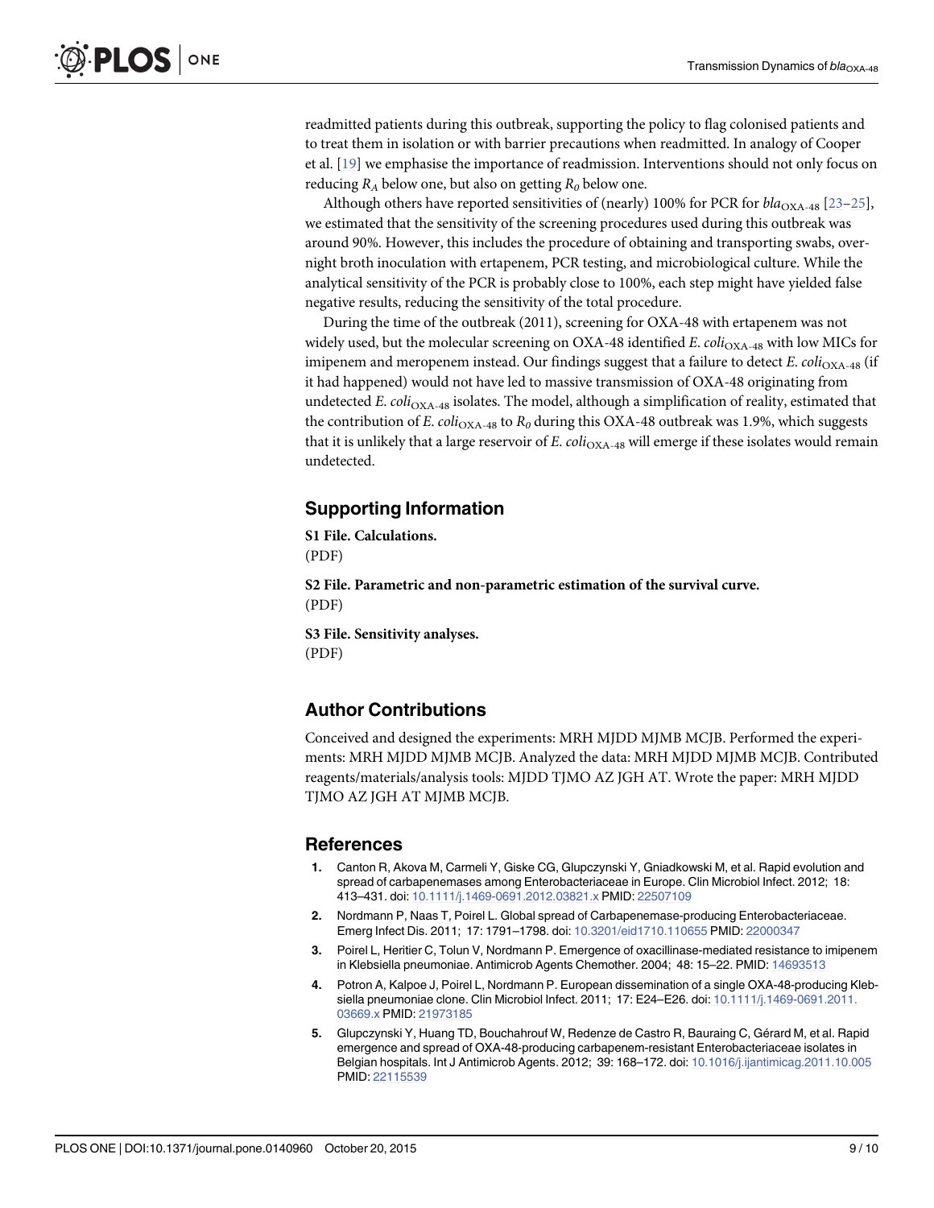readmitted patients during this outbreak, supporting the policy to flag colonised patients and to treat them in isolation or with barrier precautions when readmitted. In analogy of Cooper et al. [19] we emphasise the importance of readmission. Interventions should not only focus on reducing $R_A$ below one, but also on getting $R_0$ below one.

Although others have reported sensitivities of (nearly) 100% for PCR for $bla_{\text{OXA-48}}$ [23–25], we estimated that the sensitivity of the screening procedures used during this outbreak was around 90%. However, this includes the procedure of obtaining and transporting swabs, overnight broth inoculation with ertapenem, PCR testing, and microbiological culture. While the analytical sensitivity of the PCR is probably close to 100%, each step might have yielded false negative results, reducing the sensitivity of the total procedure.

During the time of the outbreak (2011), screening for OXA-48 with ertapenem was not widely used, but the molecular screening on OXA-48 identified *E. coli*$_{\text{OXA-48}}$ with low MICs for imipenem and meropenem instead. Our findings suggest that a failure to detect *E. coli*$_{\text{OXA-48}}$ (if it had happened) would not have led to massive transmission of OXA-48 originating from undetected *E. coli*$_{\text{OXA-48}}$ isolates. The model, although a simplification of reality, estimated that the contribution of *E. coli*$_{\text{OXA-48}}$ to $R_0$ during this OXA-48 outbreak was 1.9%, which suggests that it is unlikely that a large reservoir of *E. coli*$_{\text{OXA-48}}$ will emerge if these isolates would remain undetected.

## Supporting Information

**S1 File. Calculations.**
(PDF)

**S2 File. Parametric and non-parametric estimation of the survival curve.**
(PDF)

**S3 File. Sensitivity analyses.**
(PDF)

## Author Contributions

Conceived and designed the experiments: MRH MJDD MJMB MCJB. Performed the experiments: MRH MJDD MJMB MCJB. Analyzed the data: MRH MJDD MJMB MCJB. Contributed reagents/materials/analysis tools: MJDD TJMO AZ JGH AT. Wrote the paper: MRH MJDD TJMO AZ JGH AT MJMB MCJB.

## References

1. Canton R, Akova M, Carmeli Y, Giske CG, Glupczynski Y, Gniadkowski M, et al. Rapid evolution and spread of carbapenemases among Enterobacteriaceae in Europe. Clin Microbiol Infect. 2012; 18: 413–431. doi: 10.1111/j.1469-0691.2012.03821.x PMID: 22507109
2. Nordmann P, Naas T, Poirel L. Global spread of Carbapenemase-producing Enterobacteriaceae. Emerg Infect Dis. 2011; 17: 1791–1798. doi: 10.3201/eid1710.110655 PMID: 22000347
3. Poirel L, Heritier C, Tolun V, Nordmann P. Emergence of oxacillinase-mediated resistance to imipenem in Klebsiella pneumoniae. Antimicrob Agents Chemother. 2004; 48: 15–22. PMID: 14693513
4. Potron A, Kalpoe J, Poirel L, Nordmann P. European dissemination of a single OXA-48-producing Klebsiella pneumoniae clone. Clin Microbiol Infect. 2011; 17: E24–E26. doi: 10.1111/j.1469-0691.2011.03669.x PMID: 21973185
5. Glupczynski Y, Huang TD, Bouchahrouf W, Redenze de Castro R, Bauraing C, Gérard M, et al. Rapid emergence and spread of OXA-48-producing carbapenem-resistant Enterobacteriaceae isolates in Belgian hospitals. Int J Antimicrob Agents. 2012; 39: 168–172. doi: 10.1016/j.ijantimicag.2011.10.005 PMID: 22115539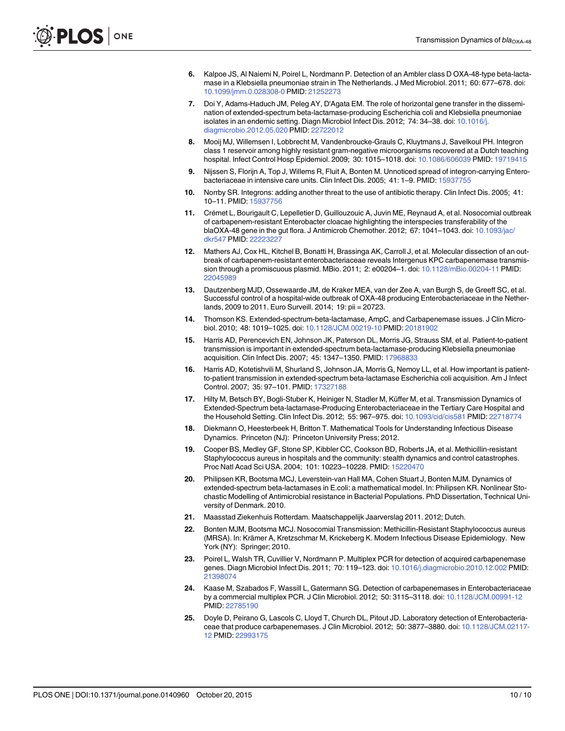6. Kalpoe JS, Al Naiemi N, Poirel L, Nordmann P. Detection of an Ambler class D OXA-48-type beta-lactamase in a Klebsiella pneumoniae strain in The Netherlands. J Med Microbiol. 2011; 60: 677–678. doi: 10.1099/jmm.0.028308-0 PMID: 21252273
7. Doi Y, Adams-Haduch JM, Peleg AY, D'Agata EM. The role of horizontal gene transfer in the dissemination of extended-spectrum beta-lactamase-producing Escherichia coli and Klebsiella pneumoniae isolates in an endemic setting. Diagn Microbiol Infect Dis. 2012; 74: 34–38. doi: 10.1016/j.diagmicrobio.2012.05.020 PMID: 22722012
8. Mooij MJ, Willemsen I, Lobbrecht M, Vandenbroucke-Grauls C, Kluytmans J, Savelkoul PH. Integron class 1 reservoir among highly resistant gram-negative microorganisms recovered at a Dutch teaching hospital. Infect Control Hosp Epidemiol. 2009; 30: 1015–1018. doi: 10.1086/606039 PMID: 19719415
9. Nijssen S, Florijn A, Top J, Willems R, Fluit A, Bonten M. Unnoticed spread of integron-carrying Enterobacteriaceae in intensive care units. Clin Infect Dis. 2005; 41: 1–9. PMID: 15937755
10. Norrby SR. Integrons: adding another threat to the use of antibiotic therapy. Clin Infect Dis. 2005; 41: 10–11. PMID: 15937756
11. Crémet L, Bourigault C, Lepelletier D, Guillouzouic A, Juvin ME, Reynaud A, et al. Nosocomial outbreak of carbapenem-resistant Enterobacter cloacae highlighting the interspecies transferability of the blaOXA-48 gene in the gut flora. J Antimicrob Chemother. 2012; 67: 1041–1043. doi: 10.1093/jac/dkr547 PMID: 22223227
12. Mathers AJ, Cox HL, Kitchel B, Bonatti H, Brassinga AK, Carroll J, et al. Molecular dissection of an outbreak of carbapenem-resistant enterobacteriaceae reveals Intergenus KPC carbapenemase transmission through a promiscuous plasmid. MBio. 2011; 2: e00204–1. doi: 10.1128/mBio.00204-11 PMID: 22045989
13. Dautzenberg MJD, Ossewaarde JM, de Kraker MEA, van der Zee A, van Burgh S, de Greeff SC, et al. Successful control of a hospital-wide outbreak of OXA-48 producing Enterobacteriaceae in the Netherlands, 2009 to 2011. Euro Surveill. 2014; 19: pii = 20723.
14. Thomson KS. Extended-spectrum-beta-lactamase, AmpC, and Carbapenemase issues. J Clin Microbiol. 2010; 48: 1019–1025. doi: 10.1128/JCM.00219-10 PMID: 20181902
15. Harris AD, Perencevich EN, Johnson JK, Paterson DL, Morris JG, Strauss SM, et al. Patient-to-patient transmission is important in extended-spectrum beta-lactamase-producing Klebsiella pneumoniae acquisition. Clin Infect Dis. 2007; 45: 1347–1350. PMID: 17968833
16. Harris AD, Kotetishvili M, Shurland S, Johnson JA, Morris JG, Nemoy LL, et al. How important is patient-to-patient transmission in extended-spectrum beta-lactamase Escherichia coli acquisition. Am J Infect Control. 2007; 35: 97–101. PMID: 17327188
17. Hilty M, Betsch BY, Bogli-Stuber K, Heiniger N, Stadler M, Küffer M, et al. Transmission Dynamics of Extended-Spectrum beta-lactamase-Producing Enterobacteriaceae in the Tertiary Care Hospital and the Household Setting. Clin Infect Dis. 2012; 55: 967–975. doi: 10.1093/cid/cis581 PMID: 22718774
18. Diekmann O, Heesterbeek H, Britton T. Mathematical Tools for Understanding Infectious Disease Dynamics. Princeton (NJ): Princeton University Press; 2012.
19. Cooper BS, Medley GF, Stone SP, Kibbler CC, Cookson BD, Roberts JA, et al. Methicillin-resistant Staphylococcus aureus in hospitals and the community: stealth dynamics and control catastrophes. Proc Natl Acad Sci USA. 2004; 101: 10223–10228. PMID: 15220470
20. Philipsen KR, Bootsma MCJ, Leverstein-van Hall MA, Cohen Stuart J, Bonten MJM. Dynamics of extended-spectrum beta-lactamases in E.coli: a mathematical model. In: Philipsen KR. Nonlinear Stochastic Modelling of Antimicrobial resistance in Bacterial Populations. PhD Dissertation, Technical University of Denmark. 2010.
21. Maasstad Ziekenhuis Rotterdam. Maatschappelijk Jaarverslag 2011. 2012; Dutch.
22. Bonten MJM, Bootsma MCJ. Nosocomial Transmission: Methicillin-Resistant Staphylococcus aureus (MRSA). In: Krämer A, Kretzschmar M, Krickeberg K. Modern Infectious Disease Epidemiology. New York (NY): Springer; 2010.
23. Poirel L, Walsh TR, Cuvillier V, Nordmann P. Multiplex PCR for detection of acquired carbapenemase genes. Diagn Microbiol Infect Dis. 2011; 70: 119–123. doi: 10.1016/j.diagmicrobio.2010.12.002 PMID: 21398074
24. Kaase M, Szabados F, Wassill L, Gatermann SG. Detection of carbapenemases in Enterobacteriaceae by a commercial multiplex PCR. J Clin Microbiol. 2012; 50: 3115–3118. doi: 10.1128/JCM.00991-12 PMID: 22785190
25. Doyle D, Peirano G, Lascols C, Lloyd T, Church DL, Pitout JD. Laboratory detection of Enterobacteriaceae that produce carbapenemases. J Clin Microbiol. 2012; 50: 3877–3880. doi: 10.1128/JCM.02117-12 PMID: 22993175